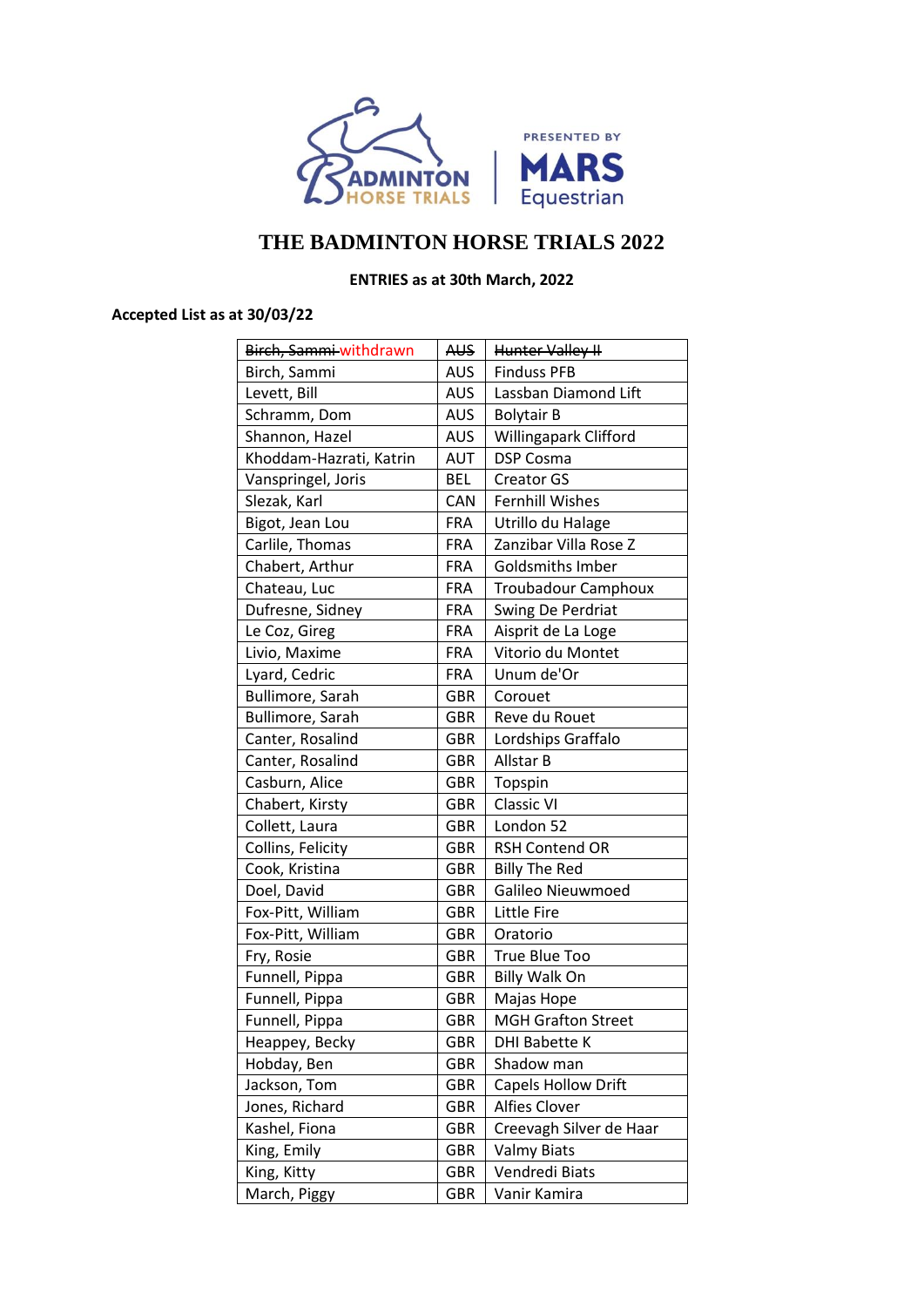# THE BADMINTON HORSE TRIALS 2022

**ENTRIES as at 30th March, 2022**

**Accepted List as at 30/03/22**

| | | |
|---|---|---|
| ~~Birch, Sammi~~ withdrawn | ~~AUS~~ | ~~Hunter Valley II~~ |
| Birch, Sammi | AUS | Finduss PFB |
| Levett, Bill | AUS | Lassban Diamond Lift |
| Schramm, Dom | AUS | Bolytair B |
| Shannon, Hazel | AUS | Willingapark Clifford |
| Khoddam-Hazrati, Katrin | AUT | DSP Cosma |
| Vanspringel, Joris | BEL | Creator GS |
| Slezak, Karl | CAN | Fernhill Wishes |
| Bigot, Jean Lou | FRA | Utrillo du Halage |
| Carlile, Thomas | FRA | Zanzibar Villa Rose Z |
| Chabert, Arthur | FRA | Goldsmiths Imber |
| Chateau, Luc | FRA | Troubadour Camphoux |
| Dufresne, Sidney | FRA | Swing De Perdriat |
| Le Coz, Gireg | FRA | Aisprit de La Loge |
| Livio, Maxime | FRA | Vitorio du Montet |
| Lyard, Cedric | FRA | Unum de'Or |
| Bullimore, Sarah | GBR | Corouet |
| Bullimore, Sarah | GBR | Reve du Rouet |
| Canter, Rosalind | GBR | Lordships Graffalo |
| Canter, Rosalind | GBR | Allstar B |
| Casburn, Alice | GBR | Topspin |
| Chabert, Kirsty | GBR | Classic VI |
| Collett, Laura | GBR | London 52 |
| Collins, Felicity | GBR | RSH Contend OR |
| Cook, Kristina | GBR | Billy The Red |
| Doel, David | GBR | Galileo Nieuwmoed |
| Fox-Pitt, William | GBR | Little Fire |
| Fox-Pitt, William | GBR | Oratorio |
| Fry, Rosie | GBR | True Blue Too |
| Funnell, Pippa | GBR | Billy Walk On |
| Funnell, Pippa | GBR | Majas Hope |
| Funnell, Pippa | GBR | MGH Grafton Street |
| Heappey, Becky | GBR | DHI Babette K |
| Hobday, Ben | GBR | Shadow man |
| Jackson, Tom | GBR | Capels Hollow Drift |
| Jones, Richard | GBR | Alfies Clover |
| Kashel, Fiona | GBR | Creevagh Silver de Haar |
| King, Emily | GBR | Valmy Biats |
| King, Kitty | GBR | Vendredi Biats |
| March, Piggy | GBR | Vanir Kamira |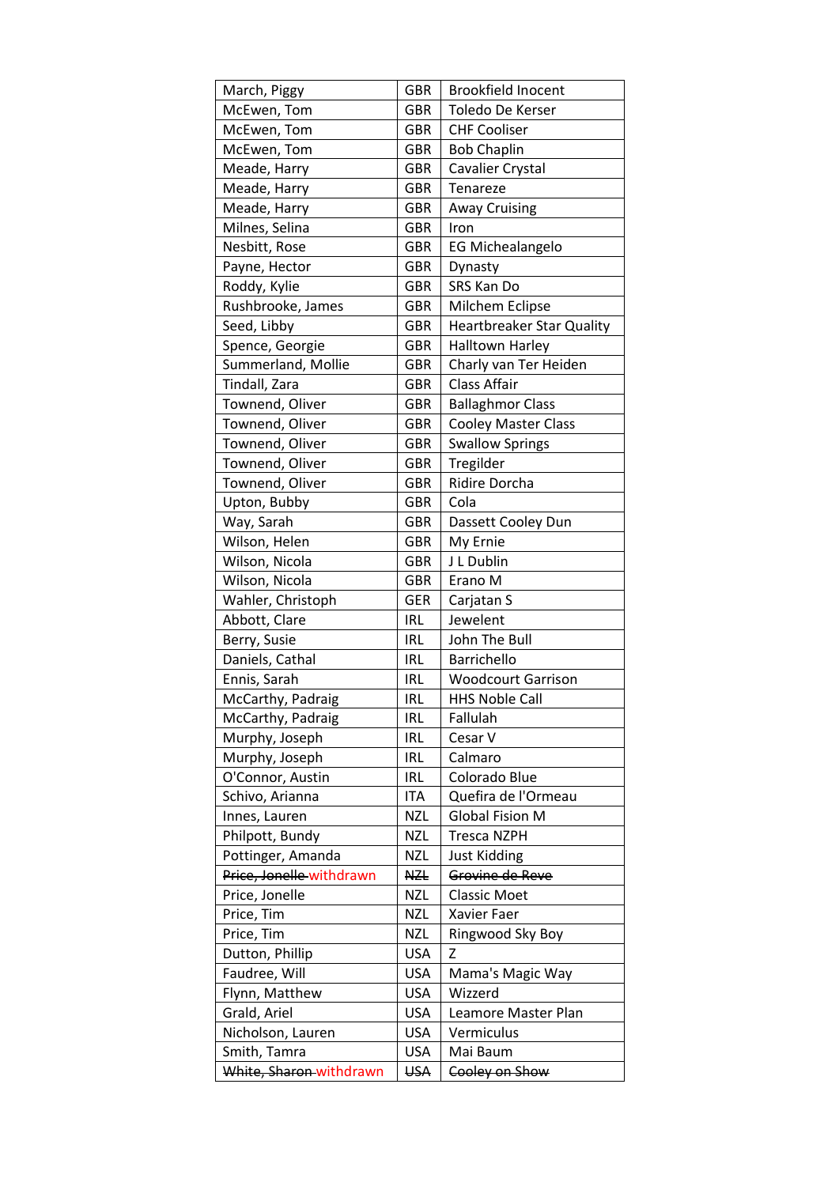| March, Piggy | GBR | Brookfield Inocent |
|---|---|---|
| McEwen, Tom | GBR | Toledo De Kerser |
| McEwen, Tom | GBR | CHF Cooliser |
| McEwen, Tom | GBR | Bob Chaplin |
| Meade, Harry | GBR | Cavalier Crystal |
| Meade, Harry | GBR | Tenareze |
| Meade, Harry | GBR | Away Cruising |
| Milnes, Selina | GBR | Iron |
| Nesbitt, Rose | GBR | EG Michealangelo |
| Payne, Hector | GBR | Dynasty |
| Roddy, Kylie | GBR | SRS Kan Do |
| Rushbrooke, James | GBR | Milchem Eclipse |
| Seed, Libby | GBR | Heartbreaker Star Quality |
| Spence, Georgie | GBR | Halltown Harley |
| Summerland, Mollie | GBR | Charly van Ter Heiden |
| Tindall, Zara | GBR | Class Affair |
| Townend, Oliver | GBR | Ballaghmor Class |
| Townend, Oliver | GBR | Cooley Master Class |
| Townend, Oliver | GBR | Swallow Springs |
| Townend, Oliver | GBR | Tregilder |
| Townend, Oliver | GBR | Ridire Dorcha |
| Upton, Bubby | GBR | Cola |
| Way, Sarah | GBR | Dassett Cooley Dun |
| Wilson, Helen | GBR | My Ernie |
| Wilson, Nicola | GBR | J L Dublin |
| Wilson, Nicola | GBR | Erano M |
| Wahler, Christoph | GER | Carjatan S |
| Abbott, Clare | IRL | Jewelent |
| Berry, Susie | IRL | John The Bull |
| Daniels, Cathal | IRL | Barrichello |
| Ennis, Sarah | IRL | Woodcourt Garrison |
| McCarthy, Padraig | IRL | HHS Noble Call |
| McCarthy, Padraig | IRL | Fallulah |
| Murphy, Joseph | IRL | Cesar V |
| Murphy, Joseph | IRL | Calmaro |
| O'Connor, Austin | IRL | Colorado Blue |
| Schivo, Arianna | ITA | Quefira de l'Ormeau |
| Innes, Lauren | NZL | Global Fision M |
| Philpott, Bundy | NZL | Tresca NZPH |
| Pottinger, Amanda | NZL | Just Kidding |
| ~~Price, Jonelle~~ withdrawn | ~~NZL~~ | ~~Grovine de Reve~~ |
| Price, Jonelle | NZL | Classic Moet |
| Price, Tim | NZL | Xavier Faer |
| Price, Tim | NZL | Ringwood Sky Boy |
| Dutton, Phillip | USA | Z |
| Faudree, Will | USA | Mama's Magic Way |
| Flynn, Matthew | USA | Wizzerd |
| Grald, Ariel | USA | Leamore Master Plan |
| Nicholson, Lauren | USA | Vermiculus |
| Smith, Tamra | USA | Mai Baum |
| ~~White, Sharon~~ withdrawn | ~~USA~~ | ~~Cooley on Show~~ |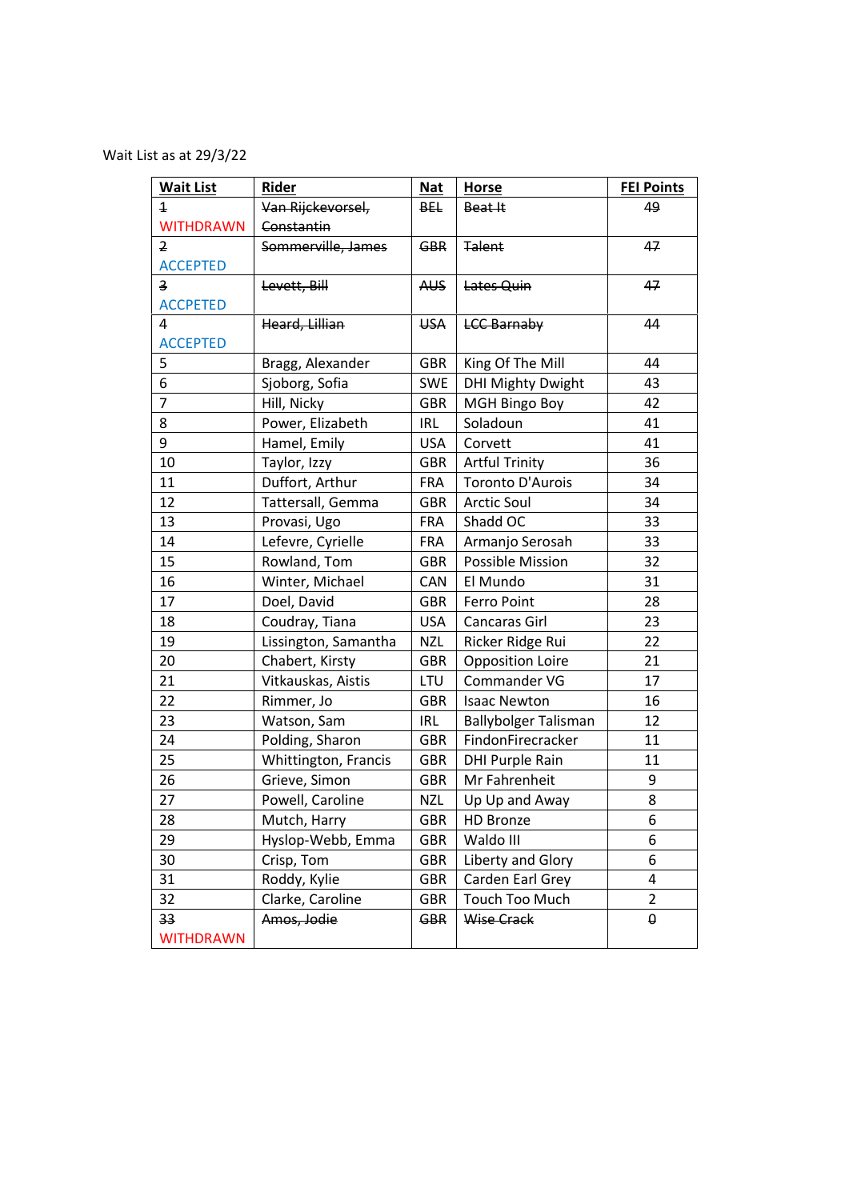Wait List as at 29/3/22

| **Wait List** | **Rider** | **Nat** | **Horse** | **FEI Points** |
|---|---|---|---|---|
| ~~1~~ WITHDRAWN | ~~Van Rijckevorsel, Constantin~~ | ~~BEL~~ | ~~Beat It~~ | ~~49~~ |
| ~~2~~ ACCEPTED | ~~Sommerville, James~~ | ~~GBR~~ | ~~Talent~~ | ~~47~~ |
| ~~3~~ ACCPETED | ~~Levett, Bill~~ | ~~AUS~~ | ~~Lates Quin~~ | ~~47~~ |
| 4 ACCEPTED | ~~Heard, Lillian~~ | ~~USA~~ | ~~LCC Barnaby~~ | 44 |
| 5 | Bragg, Alexander | GBR | King Of The Mill | 44 |
| 6 | Sjoborg, Sofia | SWE | DHI Mighty Dwight | 43 |
| 7 | Hill, Nicky | GBR | MGH Bingo Boy | 42 |
| 8 | Power, Elizabeth | IRL | Soladoun | 41 |
| 9 | Hamel, Emily | USA | Corvett | 41 |
| 10 | Taylor, Izzy | GBR | Artful Trinity | 36 |
| 11 | Duffort, Arthur | FRA | Toronto D'Aurois | 34 |
| 12 | Tattersall, Gemma | GBR | Arctic Soul | 34 |
| 13 | Provasi, Ugo | FRA | Shadd OC | 33 |
| 14 | Lefevre, Cyrielle | FRA | Armanjo Serosah | 33 |
| 15 | Rowland, Tom | GBR | Possible Mission | 32 |
| 16 | Winter, Michael | CAN | El Mundo | 31 |
| 17 | Doel, David | GBR | Ferro Point | 28 |
| 18 | Coudray, Tiana | USA | Cancaras Girl | 23 |
| 19 | Lissington, Samantha | NZL | Ricker Ridge Rui | 22 |
| 20 | Chabert, Kirsty | GBR | Opposition Loire | 21 |
| 21 | Vitkauskas, Aistis | LTU | Commander VG | 17 |
| 22 | Rimmer, Jo | GBR | Isaac Newton | 16 |
| 23 | Watson, Sam | IRL | Ballybolger Talisman | 12 |
| 24 | Polding, Sharon | GBR | FindonFirecracker | 11 |
| 25 | Whittington, Francis | GBR | DHI Purple Rain | 11 |
| 26 | Grieve, Simon | GBR | Mr Fahrenheit | 9 |
| 27 | Powell, Caroline | NZL | Up Up and Away | 8 |
| 28 | Mutch, Harry | GBR | HD Bronze | 6 |
| 29 | Hyslop-Webb, Emma | GBR | Waldo III | 6 |
| 30 | Crisp, Tom | GBR | Liberty and Glory | 6 |
| 31 | Roddy, Kylie | GBR | Carden Earl Grey | 4 |
| 32 | Clarke, Caroline | GBR | Touch Too Much | 2 |
| ~~33~~ WITHDRAWN | ~~Amos, Jodie~~ | ~~GBR~~ | ~~Wise Crack~~ | ~~0~~ |